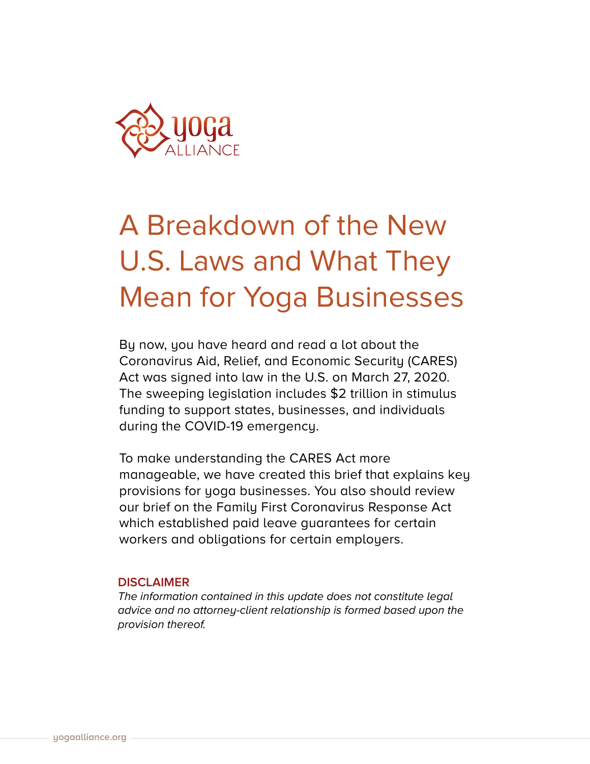# A Breakdown of the New U.S. Laws and What They Mean for Yoga Businesses

By now, you have heard and read a lot about the Coronavirus Aid, Relief, and Economic Security (CARES) Act was signed into law in the U.S. on March 27, 2020. The sweeping legislation includes $2 trillion in stimulus funding to support states, businesses, and individuals during the COVID-19 emergency.

To make understanding the CARES Act more manageable, we have created this brief that explains key provisions for yoga businesses. You also should review our brief on the Family First Coronavirus Response Act which established paid leave guarantees for certain workers and obligations for certain employers.

**DISCLAIMER**

*The information contained in this update does not constitute legal advice and no attorney-client relationship is formed based upon the provision thereof.*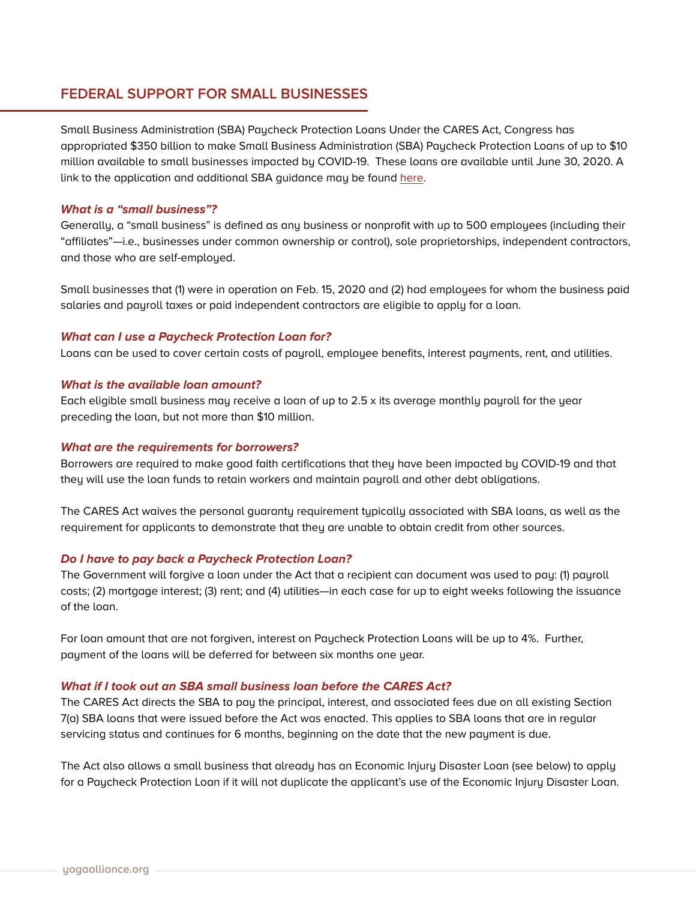## FEDERAL SUPPORT FOR SMALL BUSINESSES

Small Business Administration (SBA) Paycheck Protection Loans Under the CARES Act, Congress has appropriated $350 billion to make Small Business Administration (SBA) Paycheck Protection Loans of up to $10 million available to small businesses impacted by COVID-19. These loans are available until June 30, 2020. A link to the application and additional SBA guidance may be found here.

### *What is a "small business"?*

Generally, a "small business" is defined as any business or nonprofit with up to 500 employees (including their "affiliates"—i.e., businesses under common ownership or control), sole proprietorships, independent contractors, and those who are self-employed.

Small businesses that (1) were in operation on Feb. 15, 2020 and (2) had employees for whom the business paid salaries and payroll taxes or paid independent contractors are eligible to apply for a loan.

### *What can I use a Paycheck Protection Loan for?*

Loans can be used to cover certain costs of payroll, employee benefits, interest payments, rent, and utilities.

### *What is the available loan amount?*

Each eligible small business may receive a loan of up to 2.5 x its average monthly payroll for the year preceding the loan, but not more than $10 million.

### *What are the requirements for borrowers?*

Borrowers are required to make good faith certifications that they have been impacted by COVID-19 and that they will use the loan funds to retain workers and maintain payroll and other debt obligations.

The CARES Act waives the personal guaranty requirement typically associated with SBA loans, as well as the requirement for applicants to demonstrate that they are unable to obtain credit from other sources.

### *Do I have to pay back a Paycheck Protection Loan?*

The Government will forgive a loan under the Act that a recipient can document was used to pay: (1) payroll costs; (2) mortgage interest; (3) rent; and (4) utilities—in each case for up to eight weeks following the issuance of the loan.

For loan amount that are not forgiven, interest on Paycheck Protection Loans will be up to 4%. Further, payment of the loans will be deferred for between six months one year.

### *What if I took out an SBA small business loan before the CARES Act?*

The CARES Act directs the SBA to pay the principal, interest, and associated fees due on all existing Section 7(a) SBA loans that were issued before the Act was enacted. This applies to SBA loans that are in regular servicing status and continues for 6 months, beginning on the date that the new payment is due.

The Act also allows a small business that already has an Economic Injury Disaster Loan (see below) to apply for a Paycheck Protection Loan if it will not duplicate the applicant's use of the Economic Injury Disaster Loan.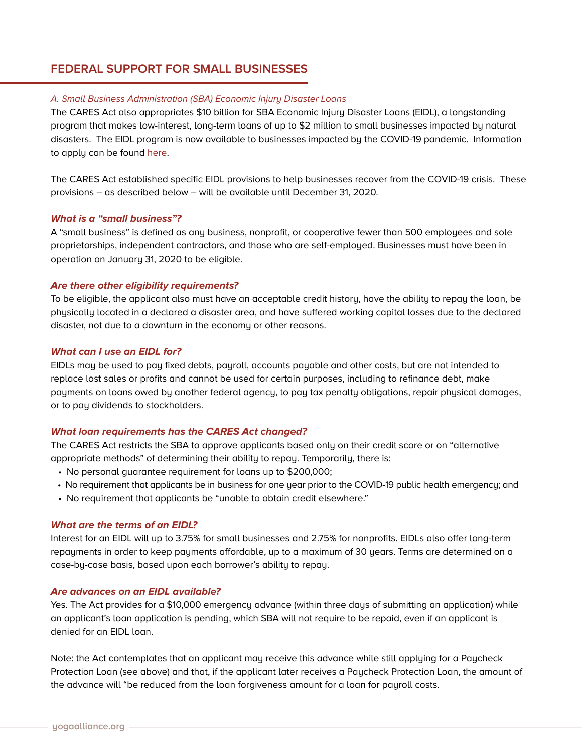## FEDERAL SUPPORT FOR SMALL BUSINESSES

*A. Small Business Administration (SBA) Economic Injury Disaster Loans*

The CARES Act also appropriates $10 billion for SBA Economic Injury Disaster Loans (EIDL), a longstanding program that makes low-interest, long-term loans of up to $2 million to small businesses impacted by natural disasters. The EIDL program is now available to businesses impacted by the COVID-19 pandemic. Information to apply can be found here.

The CARES Act established specific EIDL provisions to help businesses recover from the COVID-19 crisis. These provisions – as described below – will be available until December 31, 2020.

***What is a "small business"?***

A "small business" is defined as any business, nonprofit, or cooperative fewer than 500 employees and sole proprietorships, independent contractors, and those who are self-employed. Businesses must have been in operation on January 31, 2020 to be eligible.

***Are there other eligibility requirements?***

To be eligible, the applicant also must have an acceptable credit history, have the ability to repay the loan, be physically located in a declared a disaster area, and have suffered working capital losses due to the declared disaster, not due to a downturn in the economy or other reasons.

***What can I use an EIDL for?***

EIDLs may be used to pay fixed debts, payroll, accounts payable and other costs, but are not intended to replace lost sales or profits and cannot be used for certain purposes, including to refinance debt, make payments on loans owed by another federal agency, to pay tax penalty obligations, repair physical damages, or to pay dividends to stockholders.

***What loan requirements has the CARES Act changed?***

The CARES Act restricts the SBA to approve applicants based only on their credit score or on "alternative appropriate methods" of determining their ability to repay. Temporarily, there is:

- No personal guarantee requirement for loans up to $200,000;
- No requirement that applicants be in business for one year prior to the COVID-19 public health emergency; and
- No requirement that applicants be "unable to obtain credit elsewhere."

***What are the terms of an EIDL?***

Interest for an EIDL will up to 3.75% for small businesses and 2.75% for nonprofits. EIDLs also offer long-term repayments in order to keep payments affordable, up to a maximum of 30 years. Terms are determined on a case-by-case basis, based upon each borrower's ability to repay.

***Are advances on an EIDL available?***

Yes. The Act provides for a $10,000 emergency advance (within three days of submitting an application) while an applicant's loan application is pending, which SBA will not require to be repaid, even if an applicant is denied for an EIDL loan.

Note: the Act contemplates that an applicant may receive this advance while still applying for a Paycheck Protection Loan (see above) and that, if the applicant later receives a Paycheck Protection Loan, the amount of the advance will "be reduced from the loan forgiveness amount for a loan for payroll costs.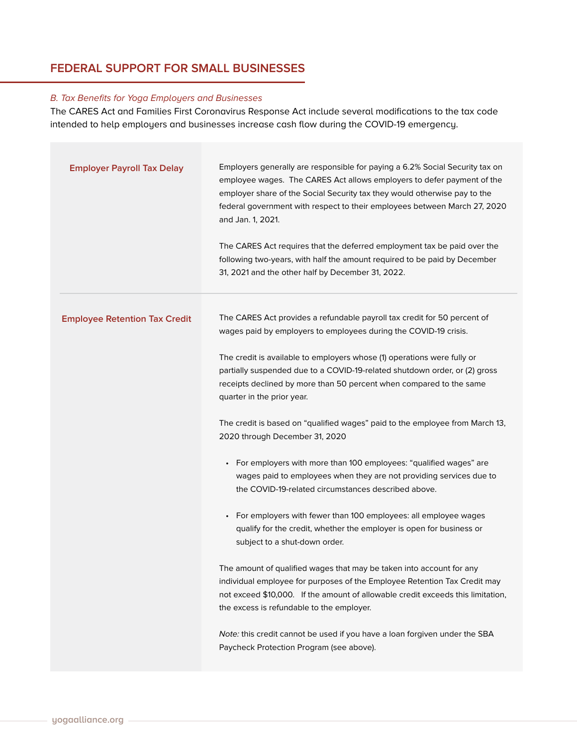## FEDERAL SUPPORT FOR SMALL BUSINESSES

*B. Tax Benefits for Yoga Employers and Businesses*

The CARES Act and Families First Coronavirus Response Act include several modifications to the tax code intended to help employers and businesses increase cash flow during the COVID-19 emergency.

### Employer Payroll Tax Delay

Employers generally are responsible for paying a 6.2% Social Security tax on employee wages. The CARES Act allows employers to defer payment of the employer share of the Social Security tax they would otherwise pay to the federal government with respect to their employees between March 27, 2020 and Jan. 1, 2021.

The CARES Act requires that the deferred employment tax be paid over the following two-years, with half the amount required to be paid by December 31, 2021 and the other half by December 31, 2022.

### Employee Retention Tax Credit

The CARES Act provides a refundable payroll tax credit for 50 percent of wages paid by employers to employees during the COVID-19 crisis.

The credit is available to employers whose (1) operations were fully or partially suspended due to a COVID-19-related shutdown order, or (2) gross receipts declined by more than 50 percent when compared to the same quarter in the prior year.

The credit is based on "qualified wages" paid to the employee from March 13, 2020 through December 31, 2020

- For employers with more than 100 employees: "qualified wages" are wages paid to employees when they are not providing services due to the COVID-19-related circumstances described above.
- For employers with fewer than 100 employees: all employee wages qualify for the credit, whether the employer is open for business or subject to a shut-down order.

The amount of qualified wages that may be taken into account for any individual employee for purposes of the Employee Retention Tax Credit may not exceed $10,000. If the amount of allowable credit exceeds this limitation, the excess is refundable to the employer.

*Note:* this credit cannot be used if you have a loan forgiven under the SBA Paycheck Protection Program (see above).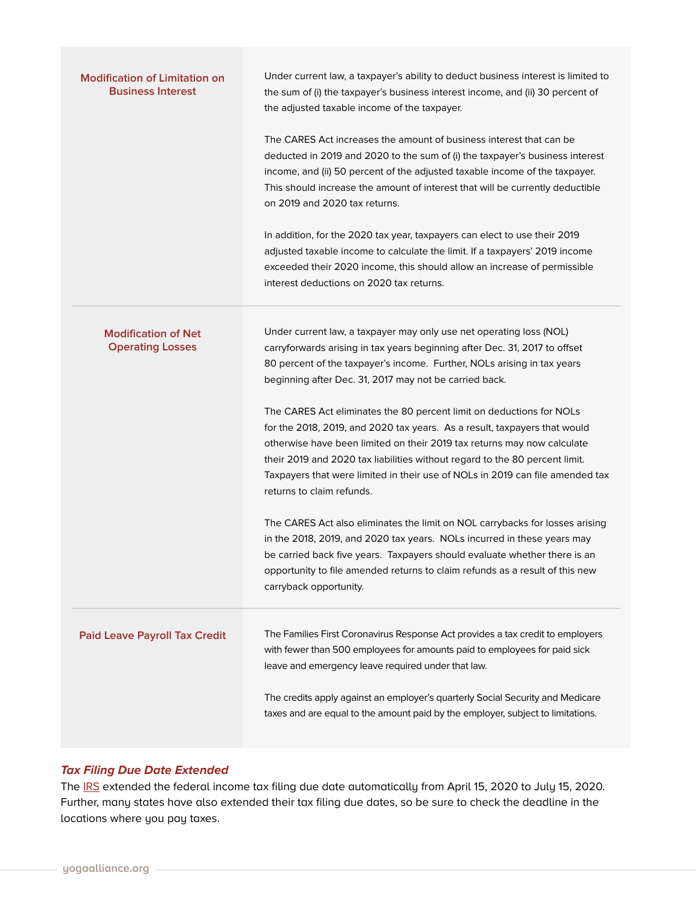| | |
|---|---|
| **Modification of Limitation on Business Interest** | Under current law, a taxpayer's ability to deduct business interest is limited to the sum of (i) the taxpayer's business interest income, and (ii) 30 percent of the adjusted taxable income of the taxpayer.<br><br>The CARES Act increases the amount of business interest that can be deducted in 2019 and 2020 to the sum of (i) the taxpayer's business interest income, and (ii) 50 percent of the adjusted taxable income of the taxpayer. This should increase the amount of interest that will be currently deductible on 2019 and 2020 tax returns.<br><br>In addition, for the 2020 tax year, taxpayers can elect to use their 2019 adjusted taxable income to calculate the limit. If a taxpayers' 2019 income exceeded their 2020 income, this should allow an increase of permissible interest deductions on 2020 tax returns. |
| **Modification of Net Operating Losses** | Under current law, a taxpayer may only use net operating loss (NOL) carryforwards arising in tax years beginning after Dec. 31, 2017 to offset 80 percent of the taxpayer's income. Further, NOLs arising in tax years beginning after Dec. 31, 2017 may not be carried back.<br><br>The CARES Act eliminates the 80 percent limit on deductions for NOLs for the 2018, 2019, and 2020 tax years. As a result, taxpayers that would otherwise have been limited on their 2019 tax returns may now calculate their 2019 and 2020 tax liabilities without regard to the 80 percent limit. Taxpayers that were limited in their use of NOLs in 2019 can file amended tax returns to claim refunds.<br><br>The CARES Act also eliminates the limit on NOL carrybacks for losses arising in the 2018, 2019, and 2020 tax years. NOLs incurred in these years may be carried back five years. Taxpayers should evaluate whether there is an opportunity to file amended returns to claim refunds as a result of this new carryback opportunity. |
| **Paid Leave Payroll Tax Credit** | The Families First Coronavirus Response Act provides a tax credit to employers with fewer than 500 employees for amounts paid to employees for paid sick leave and emergency leave required under that law.<br><br>The credits apply against an employer's quarterly Social Security and Medicare taxes and are equal to the amount paid by the employer, subject to limitations. |

### *Tax Filing Due Date Extended*

The IRS extended the federal income tax filing due date automatically from April 15, 2020 to July 15, 2020. Further, many states have also extended their tax filing due dates, so be sure to check the deadline in the locations where you pay taxes.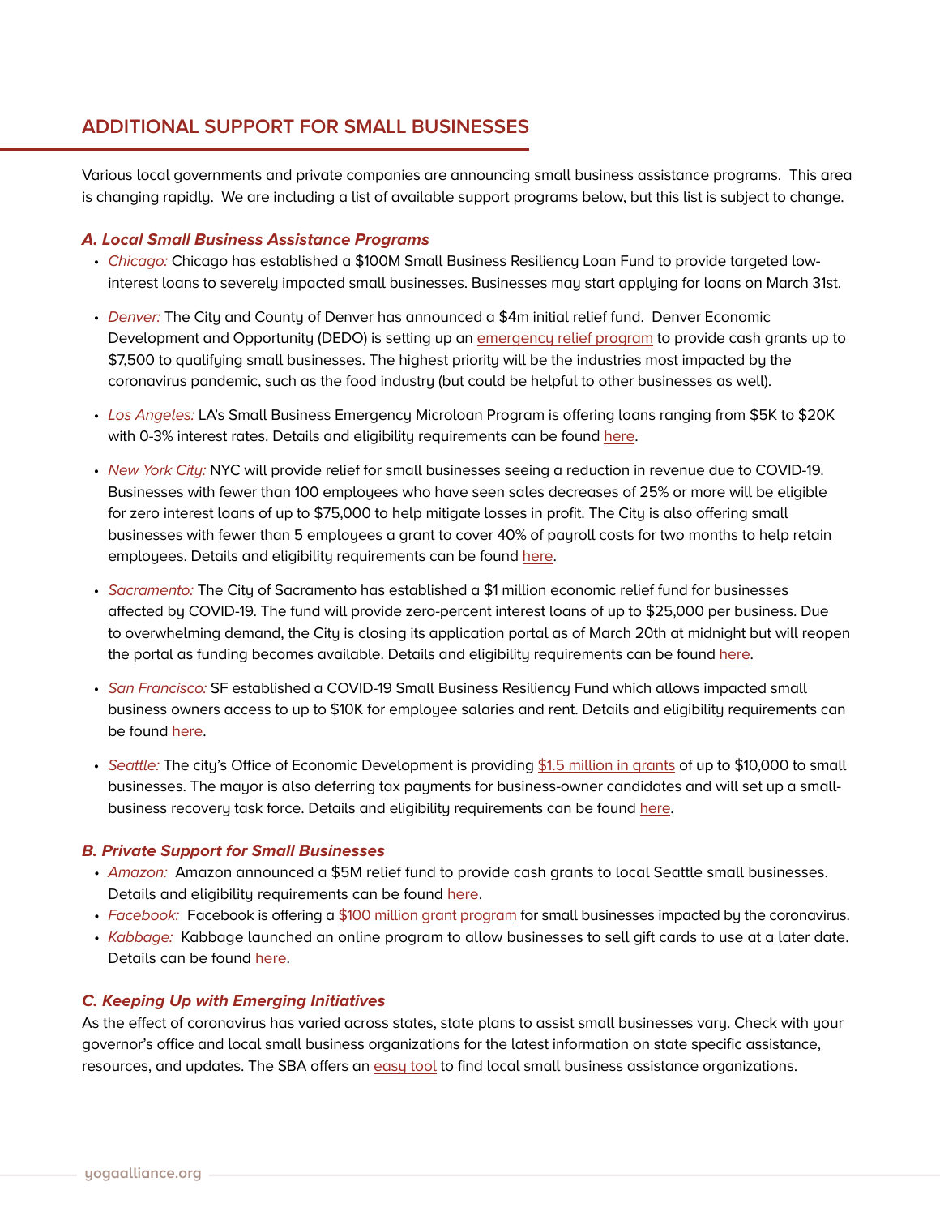## ADDITIONAL SUPPORT FOR SMALL BUSINESSES

Various local governments and private companies are announcing small business assistance programs. This area is changing rapidly. We are including a list of available support programs below, but this list is subject to change.

### *A. Local Small Business Assistance Programs*

- *Chicago:* Chicago has established a $100M Small Business Resiliency Loan Fund to provide targeted low-interest loans to severely impacted small businesses. Businesses may start applying for loans on March 31st.

- *Denver:* The City and County of Denver has announced a $4m initial relief fund. Denver Economic Development and Opportunity (DEDO) is setting up an emergency relief program to provide cash grants up to $7,500 to qualifying small businesses. The highest priority will be the industries most impacted by the coronavirus pandemic, such as the food industry (but could be helpful to other businesses as well).

- *Los Angeles:* LA's Small Business Emergency Microloan Program is offering loans ranging from $5K to $20K with 0-3% interest rates. Details and eligibility requirements can be found here.

- *New York City:* NYC will provide relief for small businesses seeing a reduction in revenue due to COVID-19. Businesses with fewer than 100 employees who have seen sales decreases of 25% or more will be eligible for zero interest loans of up to $75,000 to help mitigate losses in profit. The City is also offering small businesses with fewer than 5 employees a grant to cover 40% of payroll costs for two months to help retain employees. Details and eligibility requirements can be found here.

- *Sacramento:* The City of Sacramento has established a $1 million economic relief fund for businesses affected by COVID-19. The fund will provide zero-percent interest loans of up to $25,000 per business. Due to overwhelming demand, the City is closing its application portal as of March 20th at midnight but will reopen the portal as funding becomes available. Details and eligibility requirements can be found here.

- *San Francisco:* SF established a COVID-19 Small Business Resiliency Fund which allows impacted small business owners access to up to $10K for employee salaries and rent. Details and eligibility requirements can be found here.

- *Seattle:* The city's Office of Economic Development is providing $1.5 million in grants of up to $10,000 to small businesses. The mayor is also deferring tax payments for business-owner candidates and will set up a small-business recovery task force. Details and eligibility requirements can be found here.

### *B. Private Support for Small Businesses*

- *Amazon:* Amazon announced a $5M relief fund to provide cash grants to local Seattle small businesses. Details and eligibility requirements can be found here.
- *Facebook:* Facebook is offering a $100 million grant program for small businesses impacted by the coronavirus.
- *Kabbage:* Kabbage launched an online program to allow businesses to sell gift cards to use at a later date. Details can be found here.

### *C. Keeping Up with Emerging Initiatives*

As the effect of coronavirus has varied across states, state plans to assist small businesses vary. Check with your governor's office and local small business organizations for the latest information on state specific assistance, resources, and updates. The SBA offers an easy tool to find local small business assistance organizations.